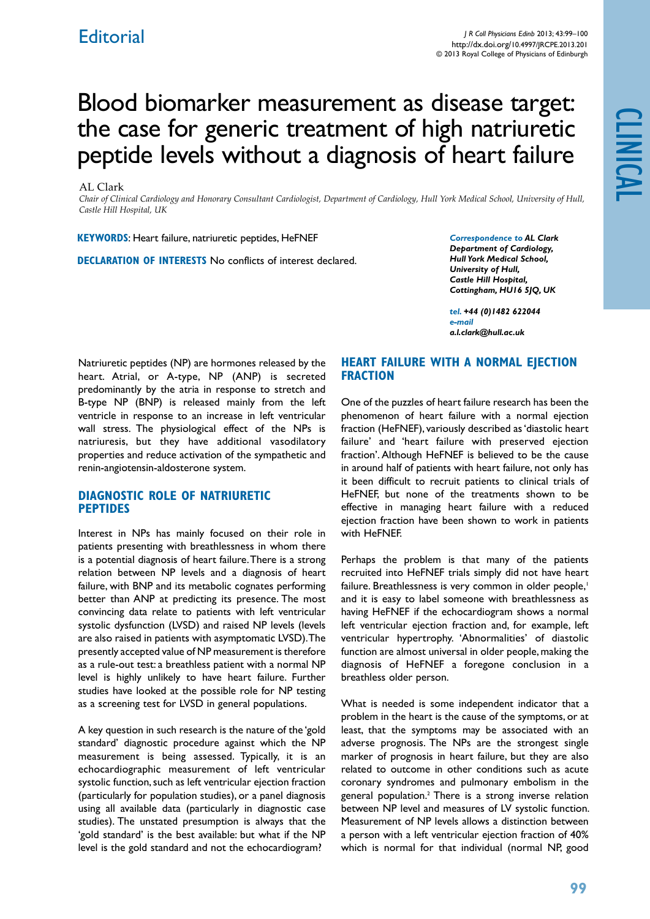Editorial

# Blood biomarker measurement as disease target: the case for generic treatment of high natriuretic peptide levels without a diagnosis of heart failure

AL Clark

*Chair of Clinical Cardiology and Honorary Consultant Cardiologist, Department of Cardiology, Hull York Medical School, University of Hull, Castle Hill Hospital, UK*

**KEYWORDS**: Heart failure, natriuretic peptides, HeFNEF

**DECLARATION OF INTERESTS** No conflicts of interest declared.

*Correspondence to* ***AL Clark***
***Department of Cardiology,***
***Hull York Medical School,***
***University of Hull,***
***Castle Hill Hospital,***
***Cottingham, HU16 5JQ, UK***

*tel.* ***+44 (0)1482 622044***
*e-mail*
***a.l.clark@hull.ac.uk***

Natriuretic peptides (NP) are hormones released by the heart. Atrial, or A-type, NP (ANP) is secreted predominantly by the atria in response to stretch and B-type NP (BNP) is released mainly from the left ventricle in response to an increase in left ventricular wall stress. The physiological effect of the NPs is natriuresis, but they have additional vasodilatory properties and reduce activation of the sympathetic and renin-angiotensin-aldosterone system.

## DIAGNOSTIC ROLE OF NATRIURETIC PEPTIDES

Interest in NPs has mainly focused on their role in patients presenting with breathlessness in whom there is a potential diagnosis of heart failure. There is a strong relation between NP levels and a diagnosis of heart failure, with BNP and its metabolic cognates performing better than ANP at predicting its presence. The most convincing data relate to patients with left ventricular systolic dysfunction (LVSD) and raised NP levels (levels are also raised in patients with asymptomatic LVSD). The presently accepted value of NP measurement is therefore as a rule-out test: a breathless patient with a normal NP level is highly unlikely to have heart failure. Further studies have looked at the possible role for NP testing as a screening test for LVSD in general populations.

A key question in such research is the nature of the 'gold standard' diagnostic procedure against which the NP measurement is being assessed. Typically, it is an echocardiographic measurement of left ventricular systolic function, such as left ventricular ejection fraction (particularly for population studies), or a panel diagnosis using all available data (particularly in diagnostic case studies). The unstated presumption is always that the 'gold standard' is the best available: but what if the NP level is the gold standard and not the echocardiogram?

## HEART FAILURE WITH A NORMAL EJECTION FRACTION

One of the puzzles of heart failure research has been the phenomenon of heart failure with a normal ejection fraction (HeFNEF), variously described as 'diastolic heart failure' and 'heart failure with preserved ejection fraction'. Although HeFNEF is believed to be the cause in around half of patients with heart failure, not only has it been difficult to recruit patients to clinical trials of HeFNEF, but none of the treatments shown to be effective in managing heart failure with a reduced ejection fraction have been shown to work in patients with HeFNEF.

Perhaps the problem is that many of the patients recruited into HeFNEF trials simply did not have heart failure. Breathlessness is very common in older people,[1] and it is easy to label someone with breathlessness as having HeFNEF if the echocardiogram shows a normal left ventricular ejection fraction and, for example, left ventricular hypertrophy. 'Abnormalities' of diastolic function are almost universal in older people, making the diagnosis of HeFNEF a foregone conclusion in a breathless older person.

What is needed is some independent indicator that a problem in the heart is the cause of the symptoms, or at least, that the symptoms may be associated with an adverse prognosis. The NPs are the strongest single marker of prognosis in heart failure, but they are also related to outcome in other conditions such as acute coronary syndromes and pulmonary embolism in the general population.[2] There is a strong inverse relation between NP level and measures of LV systolic function. Measurement of NP levels allows a distinction between a person with a left ventricular ejection fraction of 40% which is normal for that individual (normal NP, good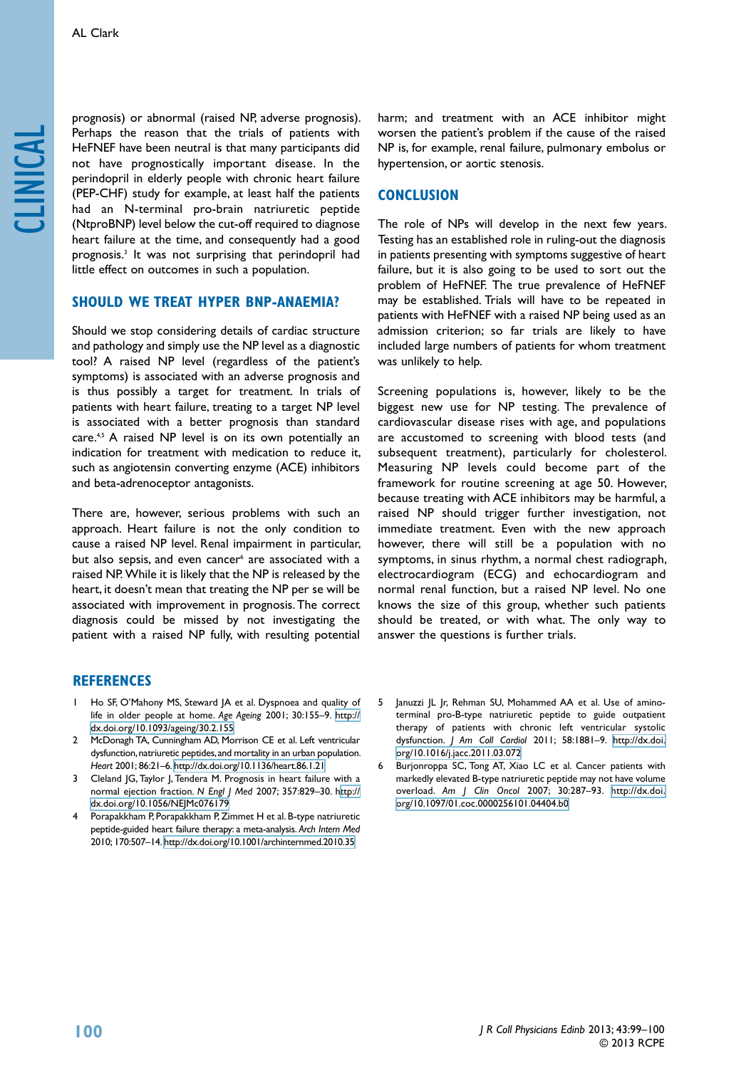prognosis) or abnormal (raised NP, adverse prognosis). Perhaps the reason that the trials of patients with HeFNEF have been neutral is that many participants did not have prognostically important disease. In the perindopril in elderly people with chronic heart failure (PEP-CHF) study for example, at least half the patients had an N-terminal pro-brain natriuretic peptide (NtproBNP) level below the cut-off required to diagnose heart failure at the time, and consequently had a good prognosis.[3] It was not surprising that perindopril had little effect on outcomes in such a population.

## SHOULD WE TREAT HYPER BNP-ANAEMIA?

Should we stop considering details of cardiac structure and pathology and simply use the NP level as a diagnostic tool? A raised NP level (regardless of the patient's symptoms) is associated with an adverse prognosis and is thus possibly a target for treatment. In trials of patients with heart failure, treating to a target NP level is associated with a better prognosis than standard care.[4,5] A raised NP level is on its own potentially an indication for treatment with medication to reduce it, such as angiotensin converting enzyme (ACE) inhibitors and beta-adrenoceptor antagonists.

There are, however, serious problems with such an approach. Heart failure is not the only condition to cause a raised NP level. Renal impairment in particular, but also sepsis, and even cancer[6] are associated with a raised NP. While it is likely that the NP is released by the heart, it doesn't mean that treating the NP per se will be associated with improvement in prognosis. The correct diagnosis could be missed by not investigating the patient with a raised NP fully, with resulting potential harm; and treatment with an ACE inhibitor might worsen the patient's problem if the cause of the raised NP is, for example, renal failure, pulmonary embolus or hypertension, or aortic stenosis.

## CONCLUSION

The role of NPs will develop in the next few years. Testing has an established role in ruling-out the diagnosis in patients presenting with symptoms suggestive of heart failure, but it is also going to be used to sort out the problem of HeFNEF. The true prevalence of HeFNEF may be established. Trials will have to be repeated in patients with HeFNEF with a raised NP being used as an admission criterion; so far trials are likely to have included large numbers of patients for whom treatment was unlikely to help.

Screening populations is, however, likely to be the biggest new use for NP testing. The prevalence of cardiovascular disease rises with age, and populations are accustomed to screening with blood tests (and subsequent treatment), particularly for cholesterol. Measuring NP levels could become part of the framework for routine screening at age 50. However, because treating with ACE inhibitors may be harmful, a raised NP should trigger further investigation, not immediate treatment. Even with the new approach however, there will still be a population with no symptoms, in sinus rhythm, a normal chest radiograph, electrocardiogram (ECG) and echocardiogram and normal renal function, but a raised NP level. No one knows the size of this group, whether such patients should be treated, or with what. The only way to answer the questions is further trials.

## REFERENCES

1. Ho SF, O'Mahony MS, Steward JA et al. Dyspnoea and quality of life in older people at home. *Age Ageing* 2001; 30:155–9. http://dx.doi.org/10.1093/ageing/30.2.155
2. McDonagh TA, Cunningham AD, Morrison CE et al. Left ventricular dysfunction, natriuretic peptides, and mortality in an urban population. *Heart* 2001; 86:21–6. http://dx.doi.org/10.1136/heart.86.1.21
3. Cleland JG, Taylor J, Tendera M. Prognosis in heart failure with a normal ejection fraction. *N Engl J Med* 2007; 357:829–30. http://dx.doi.org/10.1056/NEJMc076179
4. Porapakkham P, Porapakkham P, Zimmet H et al. B-type natriuretic peptide-guided heart failure therapy: a meta-analysis. *Arch Intern Med* 2010; 170:507–14. http://dx.doi.org/10.1001/archinternmed.2010.35
5. Januzzi JL Jr, Rehman SU, Mohammed AA et al. Use of amino-terminal pro-B-type natriuretic peptide to guide outpatient therapy of patients with chronic left ventricular systolic dysfunction. *J Am Coll Cardiol* 2011; 58:1881–9. http://dx.doi.org/10.1016/j.jacc.2011.03.072
6. Burjonroppa SC, Tong AT, Xiao LC et al. Cancer patients with markedly elevated B-type natriuretic peptide may not have volume overload. *Am J Clin Oncol* 2007; 30:287–93. http://dx.doi.org/10.1097/01.coc.0000256101.04404.b0